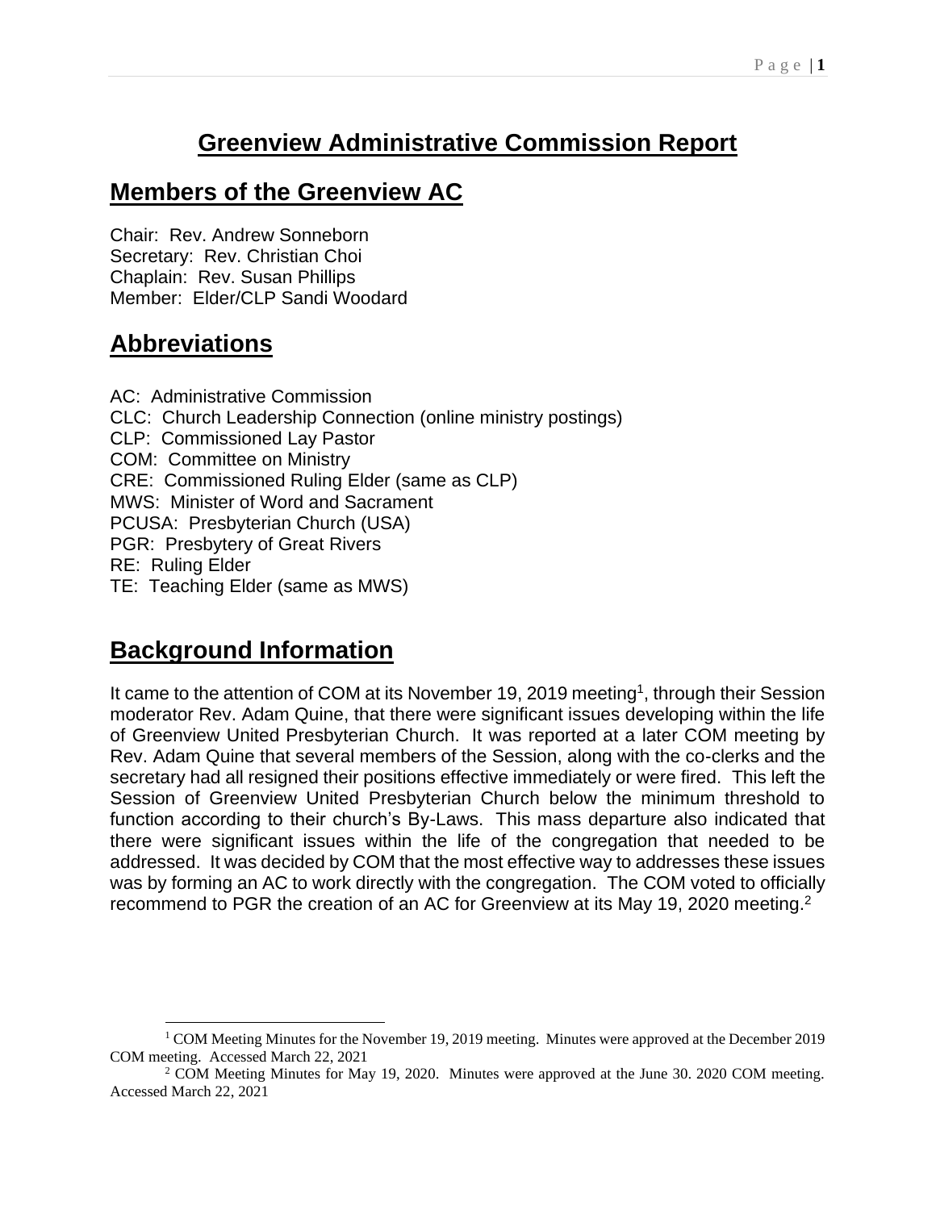# Greenview Administrative Commission Report

## Members of the Greenview AC

Chair: Rev. Andrew Sonneborn
Secretary: Rev. Christian Choi
Chaplain: Rev. Susan Phillips
Member: Elder/CLP Sandi Woodard

## Abbreviations

AC: Administrative Commission
CLC: Church Leadership Connection (online ministry postings)
CLP: Commissioned Lay Pastor
COM: Committee on Ministry
CRE: Commissioned Ruling Elder (same as CLP)
MWS: Minister of Word and Sacrament
PCUSA: Presbyterian Church (USA)
PGR: Presbytery of Great Rivers
RE: Ruling Elder
TE: Teaching Elder (same as MWS)

## Background Information

It came to the attention of COM at its November 19, 2019 meeting[1], through their Session moderator Rev. Adam Quine, that there were significant issues developing within the life of Greenview United Presbyterian Church. It was reported at a later COM meeting by Rev. Adam Quine that several members of the Session, along with the co-clerks and the secretary had all resigned their positions effective immediately or were fired. This left the Session of Greenview United Presbyterian Church below the minimum threshold to function according to their church's By-Laws. This mass departure also indicated that there were significant issues within the life of the congregation that needed to be addressed. It was decided by COM that the most effective way to addresses these issues was by forming an AC to work directly with the congregation. The COM voted to officially recommend to PGR the creation of an AC for Greenview at its May 19, 2020 meeting.[2]

---

[1] COM Meeting Minutes for the November 19, 2019 meeting. Minutes were approved at the December 2019 COM meeting. Accessed March 22, 2021

[2] COM Meeting Minutes for May 19, 2020. Minutes were approved at the June 30. 2020 COM meeting. Accessed March 22, 2021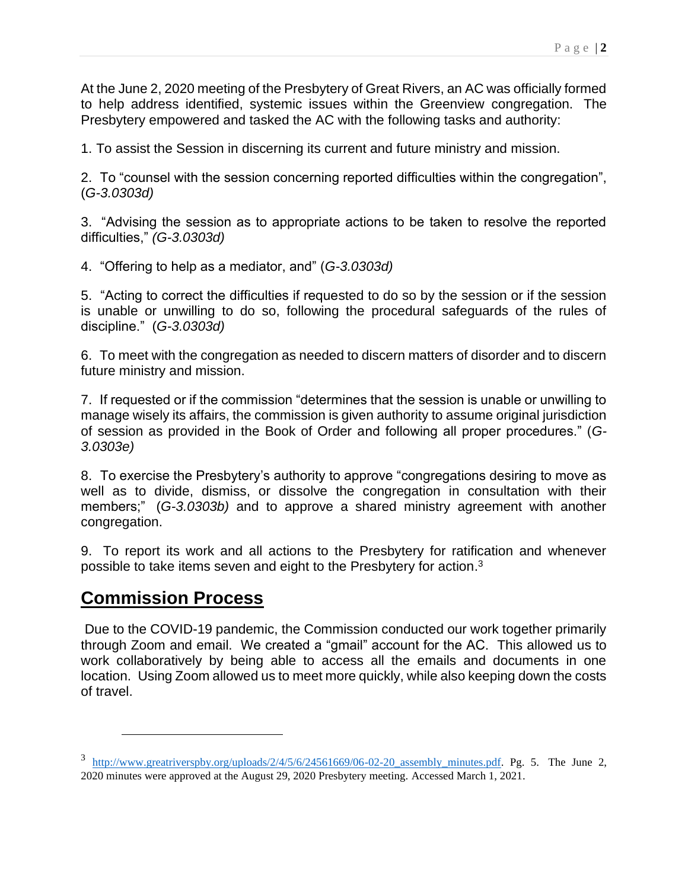At the June 2, 2020 meeting of the Presbytery of Great Rivers, an AC was officially formed to help address identified, systemic issues within the Greenview congregation. The Presbytery empowered and tasked the AC with the following tasks and authority:

1. To assist the Session in discerning its current and future ministry and mission.

2. To "counsel with the session concerning reported difficulties within the congregation", (*G-3.0303d)*

3. "Advising the session as to appropriate actions to be taken to resolve the reported difficulties," *(G-3.0303d)*

4. "Offering to help as a mediator, and" (*G-3.0303d)*

5. "Acting to correct the difficulties if requested to do so by the session or if the session is unable or unwilling to do so, following the procedural safeguards of the rules of discipline." (*G-3.0303d)*

6. To meet with the congregation as needed to discern matters of disorder and to discern future ministry and mission.

7. If requested or if the commission "determines that the session is unable or unwilling to manage wisely its affairs, the commission is given authority to assume original jurisdiction of session as provided in the Book of Order and following all proper procedures." (*G-3.0303e)*

8. To exercise the Presbytery's authority to approve "congregations desiring to move as well as to divide, dismiss, or dissolve the congregation in consultation with their members;" (*G-3.0303b)* and to approve a shared ministry agreement with another congregation.

9. To report its work and all actions to the Presbytery for ratification and whenever possible to take items seven and eight to the Presbytery for action.[3]

## Commission Process

Due to the COVID-19 pandemic, the Commission conducted our work together primarily through Zoom and email. We created a "gmail" account for the AC. This allowed us to work collaboratively by being able to access all the emails and documents in one location. Using Zoom allowed us to meet more quickly, while also keeping down the costs of travel.

---

[3] http://www.greatriverspby.org/uploads/2/4/5/6/24561669/06-02-20_assembly_minutes.pdf. Pg. 5. The June 2, 2020 minutes were approved at the August 29, 2020 Presbytery meeting. Accessed March 1, 2021.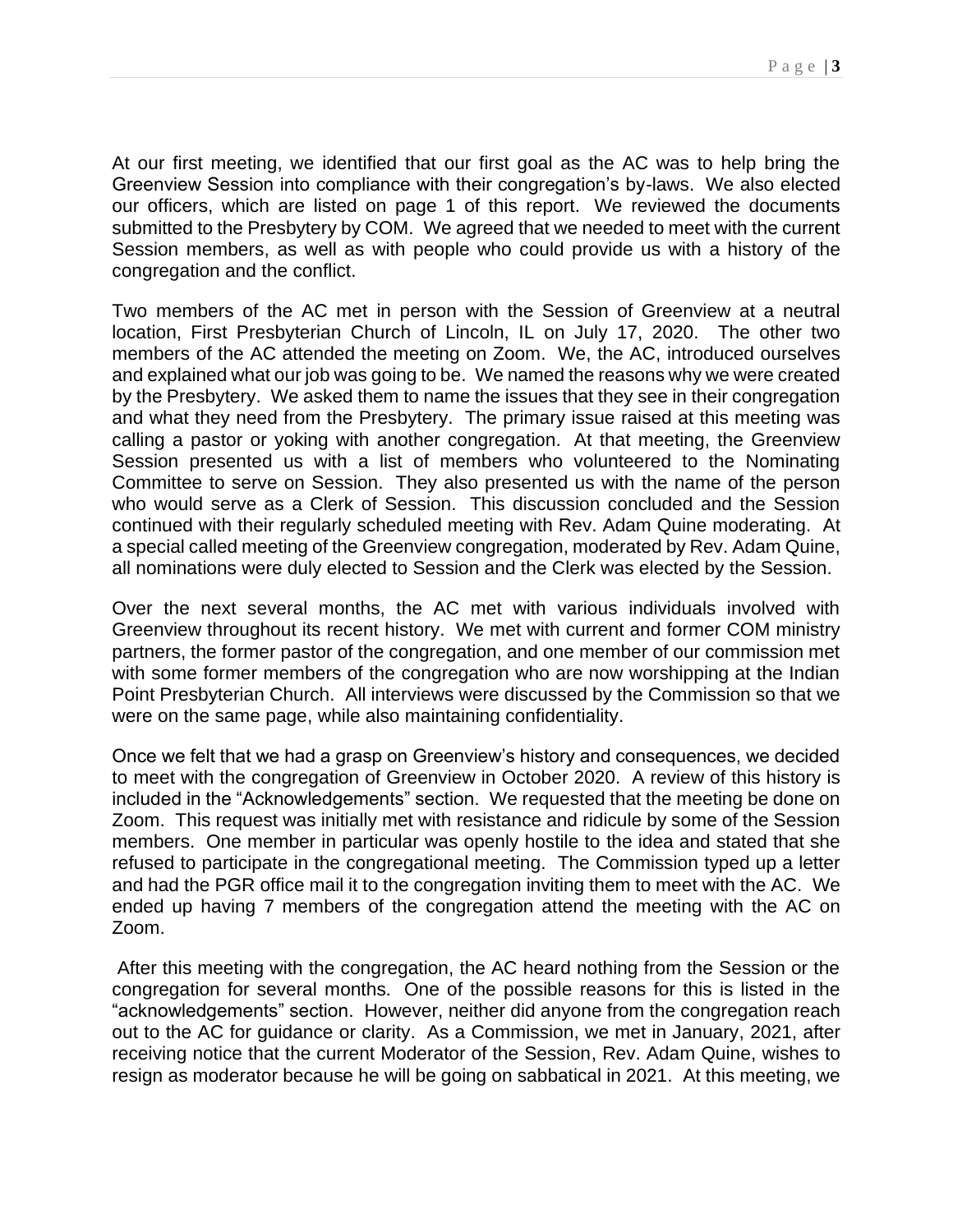At our first meeting, we identified that our first goal as the AC was to help bring the Greenview Session into compliance with their congregation's by-laws. We also elected our officers, which are listed on page 1 of this report. We reviewed the documents submitted to the Presbytery by COM. We agreed that we needed to meet with the current Session members, as well as with people who could provide us with a history of the congregation and the conflict.

Two members of the AC met in person with the Session of Greenview at a neutral location, First Presbyterian Church of Lincoln, IL on July 17, 2020. The other two members of the AC attended the meeting on Zoom. We, the AC, introduced ourselves and explained what our job was going to be. We named the reasons why we were created by the Presbytery. We asked them to name the issues that they see in their congregation and what they need from the Presbytery. The primary issue raised at this meeting was calling a pastor or yoking with another congregation. At that meeting, the Greenview Session presented us with a list of members who volunteered to the Nominating Committee to serve on Session. They also presented us with the name of the person who would serve as a Clerk of Session. This discussion concluded and the Session continued with their regularly scheduled meeting with Rev. Adam Quine moderating. At a special called meeting of the Greenview congregation, moderated by Rev. Adam Quine, all nominations were duly elected to Session and the Clerk was elected by the Session.

Over the next several months, the AC met with various individuals involved with Greenview throughout its recent history. We met with current and former COM ministry partners, the former pastor of the congregation, and one member of our commission met with some former members of the congregation who are now worshipping at the Indian Point Presbyterian Church. All interviews were discussed by the Commission so that we were on the same page, while also maintaining confidentiality.

Once we felt that we had a grasp on Greenview's history and consequences, we decided to meet with the congregation of Greenview in October 2020. A review of this history is included in the "Acknowledgements" section. We requested that the meeting be done on Zoom. This request was initially met with resistance and ridicule by some of the Session members. One member in particular was openly hostile to the idea and stated that she refused to participate in the congregational meeting. The Commission typed up a letter and had the PGR office mail it to the congregation inviting them to meet with the AC. We ended up having 7 members of the congregation attend the meeting with the AC on Zoom.

After this meeting with the congregation, the AC heard nothing from the Session or the congregation for several months. One of the possible reasons for this is listed in the "acknowledgements" section. However, neither did anyone from the congregation reach out to the AC for guidance or clarity. As a Commission, we met in January, 2021, after receiving notice that the current Moderator of the Session, Rev. Adam Quine, wishes to resign as moderator because he will be going on sabbatical in 2021. At this meeting, we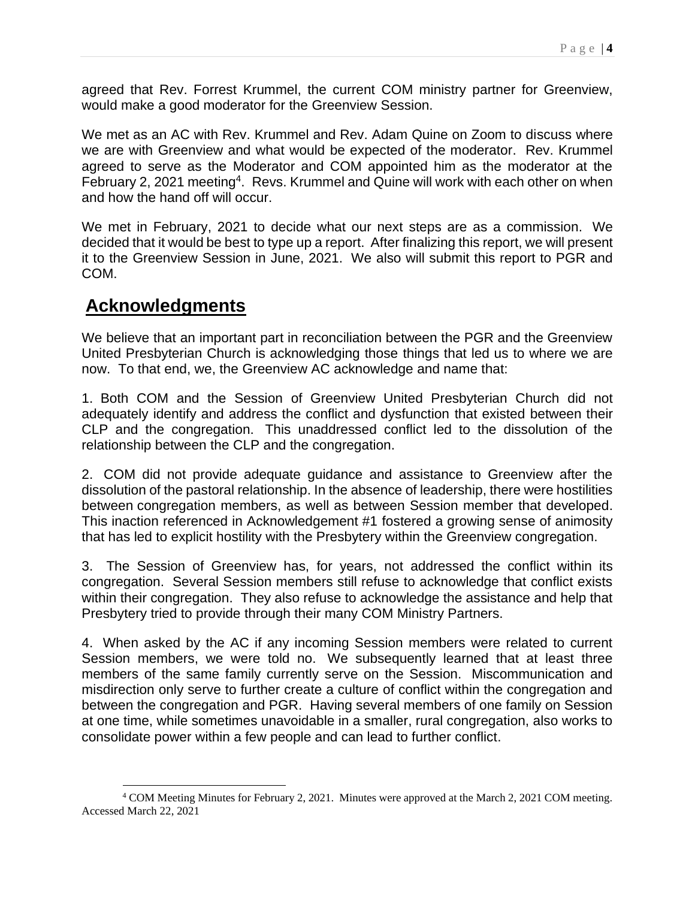agreed that Rev. Forrest Krummel, the current COM ministry partner for Greenview, would make a good moderator for the Greenview Session.

We met as an AC with Rev. Krummel and Rev. Adam Quine on Zoom to discuss where we are with Greenview and what would be expected of the moderator. Rev. Krummel agreed to serve as the Moderator and COM appointed him as the moderator at the February 2, 2021 meeting[4]. Revs. Krummel and Quine will work with each other on when and how the hand off will occur.

We met in February, 2021 to decide what our next steps are as a commission. We decided that it would be best to type up a report. After finalizing this report, we will present it to the Greenview Session in June, 2021. We also will submit this report to PGR and COM.

## **Acknowledgments**

We believe that an important part in reconciliation between the PGR and the Greenview United Presbyterian Church is acknowledging those things that led us to where we are now. To that end, we, the Greenview AC acknowledge and name that:

1. Both COM and the Session of Greenview United Presbyterian Church did not adequately identify and address the conflict and dysfunction that existed between their CLP and the congregation. This unaddressed conflict led to the dissolution of the relationship between the CLP and the congregation.

2. COM did not provide adequate guidance and assistance to Greenview after the dissolution of the pastoral relationship. In the absence of leadership, there were hostilities between congregation members, as well as between Session member that developed. This inaction referenced in Acknowledgement #1 fostered a growing sense of animosity that has led to explicit hostility with the Presbytery within the Greenview congregation.

3. The Session of Greenview has, for years, not addressed the conflict within its congregation. Several Session members still refuse to acknowledge that conflict exists within their congregation. They also refuse to acknowledge the assistance and help that Presbytery tried to provide through their many COM Ministry Partners.

4. When asked by the AC if any incoming Session members were related to current Session members, we were told no. We subsequently learned that at least three members of the same family currently serve on the Session. Miscommunication and misdirection only serve to further create a culture of conflict within the congregation and between the congregation and PGR. Having several members of one family on Session at one time, while sometimes unavoidable in a smaller, rural congregation, also works to consolidate power within a few people and can lead to further conflict.

---

[4] COM Meeting Minutes for February 2, 2021. Minutes were approved at the March 2, 2021 COM meeting. Accessed March 22, 2021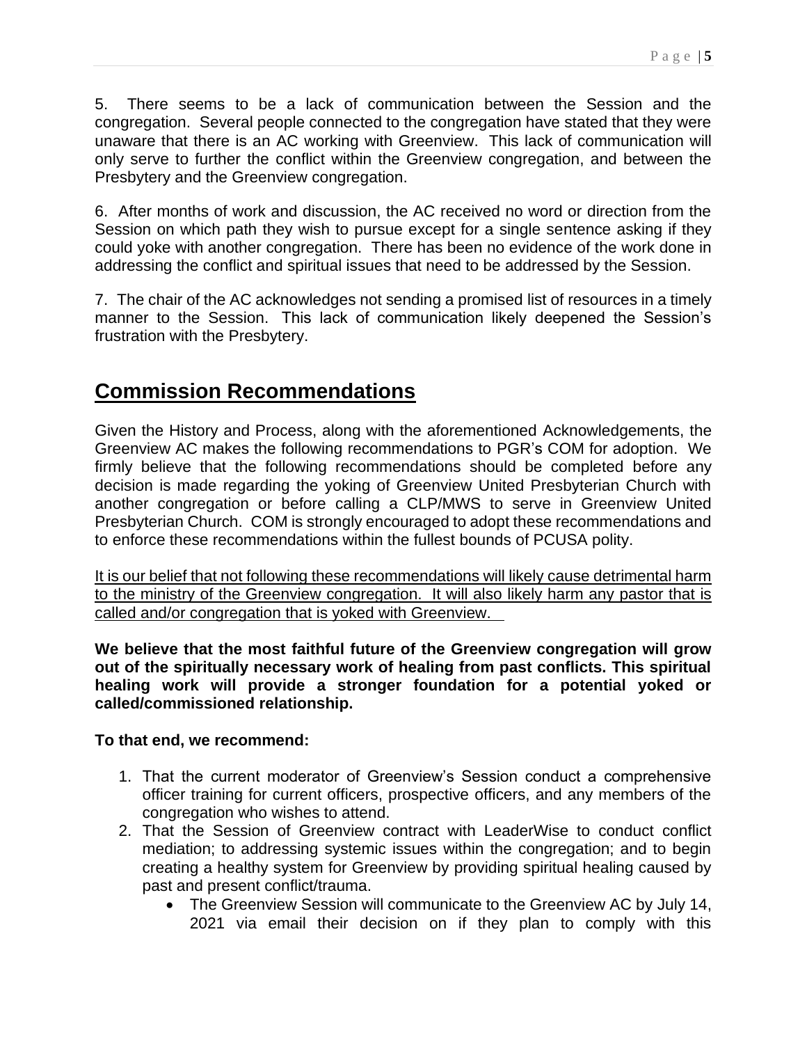5. There seems to be a lack of communication between the Session and the congregation. Several people connected to the congregation have stated that they were unaware that there is an AC working with Greenview. This lack of communication will only serve to further the conflict within the Greenview congregation, and between the Presbytery and the Greenview congregation.

6. After months of work and discussion, the AC received no word or direction from the Session on which path they wish to pursue except for a single sentence asking if they could yoke with another congregation. There has been no evidence of the work done in addressing the conflict and spiritual issues that need to be addressed by the Session.

7. The chair of the AC acknowledges not sending a promised list of resources in a timely manner to the Session. This lack of communication likely deepened the Session's frustration with the Presbytery.

## Commission Recommendations

Given the History and Process, along with the aforementioned Acknowledgements, the Greenview AC makes the following recommendations to PGR's COM for adoption. We firmly believe that the following recommendations should be completed before any decision is made regarding the yoking of Greenview United Presbyterian Church with another congregation or before calling a CLP/MWS to serve in Greenview United Presbyterian Church. COM is strongly encouraged to adopt these recommendations and to enforce these recommendations within the fullest bounds of PCUSA polity.

<u>It is our belief that not following these recommendations will likely cause detrimental harm to the ministry of the Greenview congregation. It will also likely harm any pastor that is called and/or congregation that is yoked with Greenview.</u>

**We believe that the most faithful future of the Greenview congregation will grow out of the spiritually necessary work of healing from past conflicts. This spiritual healing work will provide a stronger foundation for a potential yoked or called/commissioned relationship.**

**To that end, we recommend:**

1. That the current moderator of Greenview's Session conduct a comprehensive officer training for current officers, prospective officers, and any members of the congregation who wishes to attend.
2. That the Session of Greenview contract with LeaderWise to conduct conflict mediation; to addressing systemic issues within the congregation; and to begin creating a healthy system for Greenview by providing spiritual healing caused by past and present conflict/trauma.
    - The Greenview Session will communicate to the Greenview AC by July 14, 2021 via email their decision on if they plan to comply with this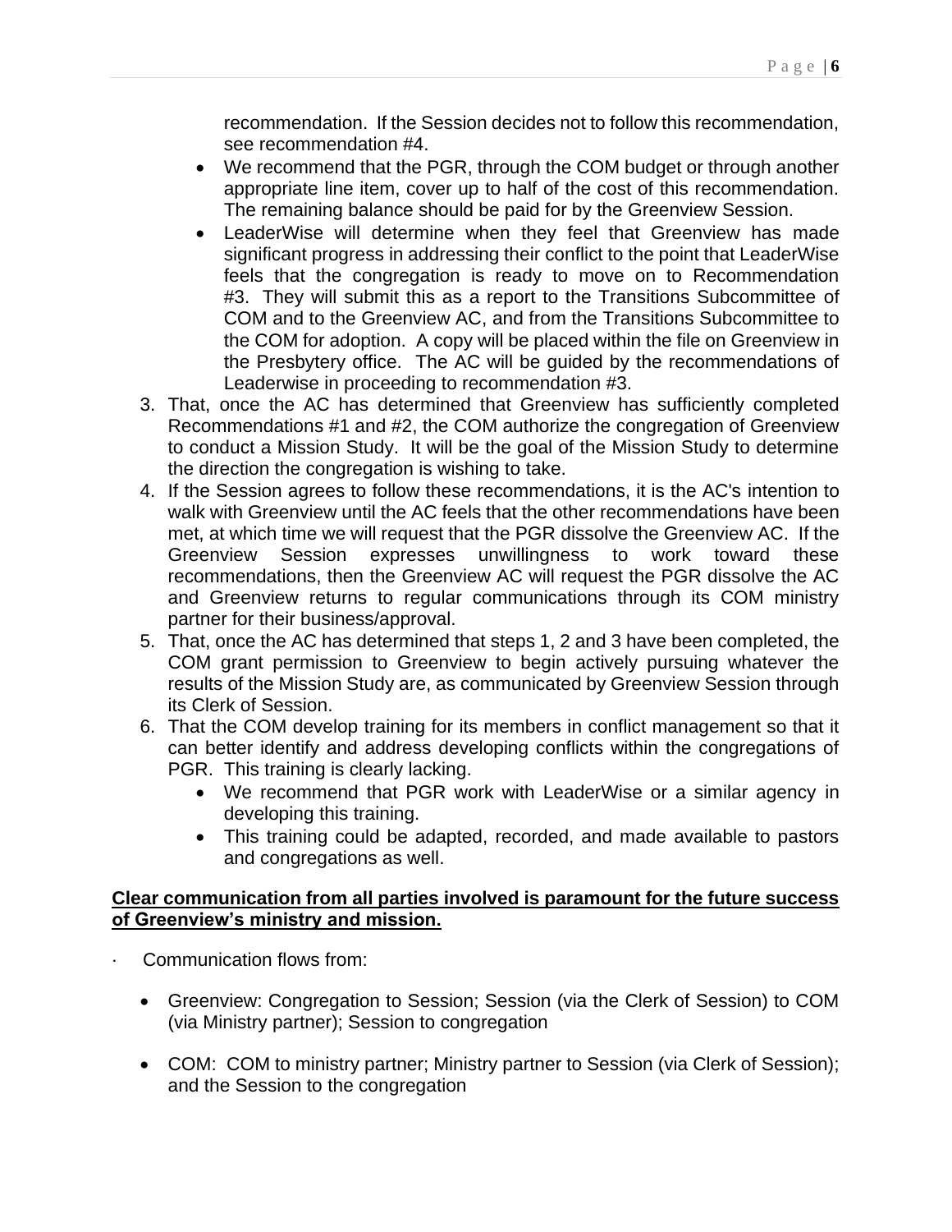recommendation. If the Session decides not to follow this recommendation, see recommendation #4.

- We recommend that the PGR, through the COM budget or through another appropriate line item, cover up to half of the cost of this recommendation. The remaining balance should be paid for by the Greenview Session.
- LeaderWise will determine when they feel that Greenview has made significant progress in addressing their conflict to the point that LeaderWise feels that the congregation is ready to move on to Recommendation #3. They will submit this as a report to the Transitions Subcommittee of COM and to the Greenview AC, and from the Transitions Subcommittee to the COM for adoption. A copy will be placed within the file on Greenview in the Presbytery office. The AC will be guided by the recommendations of Leaderwise in proceeding to recommendation #3.

3. That, once the AC has determined that Greenview has sufficiently completed Recommendations #1 and #2, the COM authorize the congregation of Greenview to conduct a Mission Study. It will be the goal of the Mission Study to determine the direction the congregation is wishing to take.
4. If the Session agrees to follow these recommendations, it is the AC's intention to walk with Greenview until the AC feels that the other recommendations have been met, at which time we will request that the PGR dissolve the Greenview AC. If the Greenview Session expresses unwillingness to work toward these recommendations, then the Greenview AC will request the PGR dissolve the AC and Greenview returns to regular communications through its COM ministry partner for their business/approval.
5. That, once the AC has determined that steps 1, 2 and 3 have been completed, the COM grant permission to Greenview to begin actively pursuing whatever the results of the Mission Study are, as communicated by Greenview Session through its Clerk of Session.
6. That the COM develop training for its members in conflict management so that it can better identify and address developing conflicts within the congregations of PGR. This training is clearly lacking.
   - We recommend that PGR work with LeaderWise or a similar agency in developing this training.
   - This training could be adapted, recorded, and made available to pastors and congregations as well.

**<u>Clear communication from all parties involved is paramount for the future success of Greenview's ministry and mission.</u>**

· Communication flows from:

- Greenview: Congregation to Session; Session (via the Clerk of Session) to COM (via Ministry partner); Session to congregation
- COM: COM to ministry partner; Ministry partner to Session (via Clerk of Session); and the Session to the congregation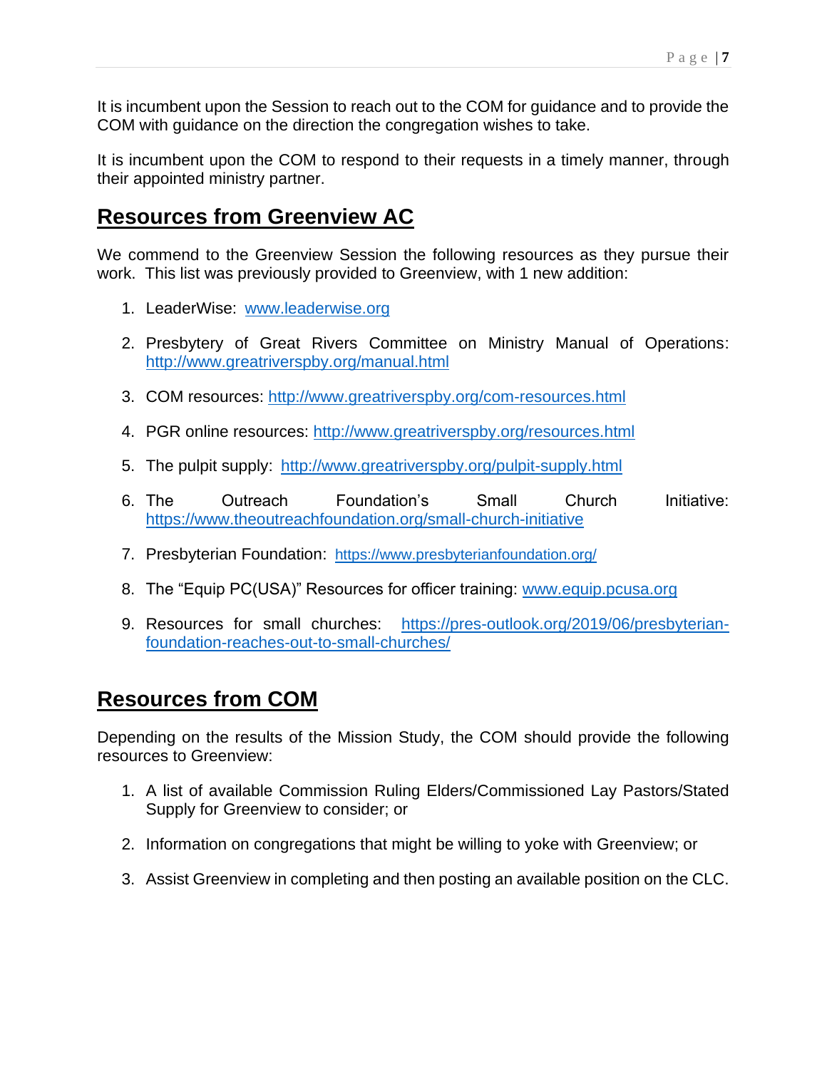It is incumbent upon the Session to reach out to the COM for guidance and to provide the COM with guidance on the direction the congregation wishes to take.

It is incumbent upon the COM to respond to their requests in a timely manner, through their appointed ministry partner.

## Resources from Greenview AC

We commend to the Greenview Session the following resources as they pursue their work. This list was previously provided to Greenview, with 1 new addition:

1. LeaderWise: www.leaderwise.org
2. Presbytery of Great Rivers Committee on Ministry Manual of Operations: http://www.greatriverspby.org/manual.html
3. COM resources: http://www.greatriverspby.org/com-resources.html
4. PGR online resources: http://www.greatriverspby.org/resources.html
5. The pulpit supply: http://www.greatriverspby.org/pulpit-supply.html
6. The Outreach Foundation's Small Church Initiative: https://www.theoutreachfoundation.org/small-church-initiative
7. Presbyterian Foundation: https://www.presbyterianfoundation.org/
8. The "Equip PC(USA)" Resources for officer training: www.equip.pcusa.org
9. Resources for small churches: https://pres-outlook.org/2019/06/presbyterian-foundation-reaches-out-to-small-churches/

## Resources from COM

Depending on the results of the Mission Study, the COM should provide the following resources to Greenview:

1. A list of available Commission Ruling Elders/Commissioned Lay Pastors/Stated Supply for Greenview to consider; or
2. Information on congregations that might be willing to yoke with Greenview; or
3. Assist Greenview in completing and then posting an available position on the CLC.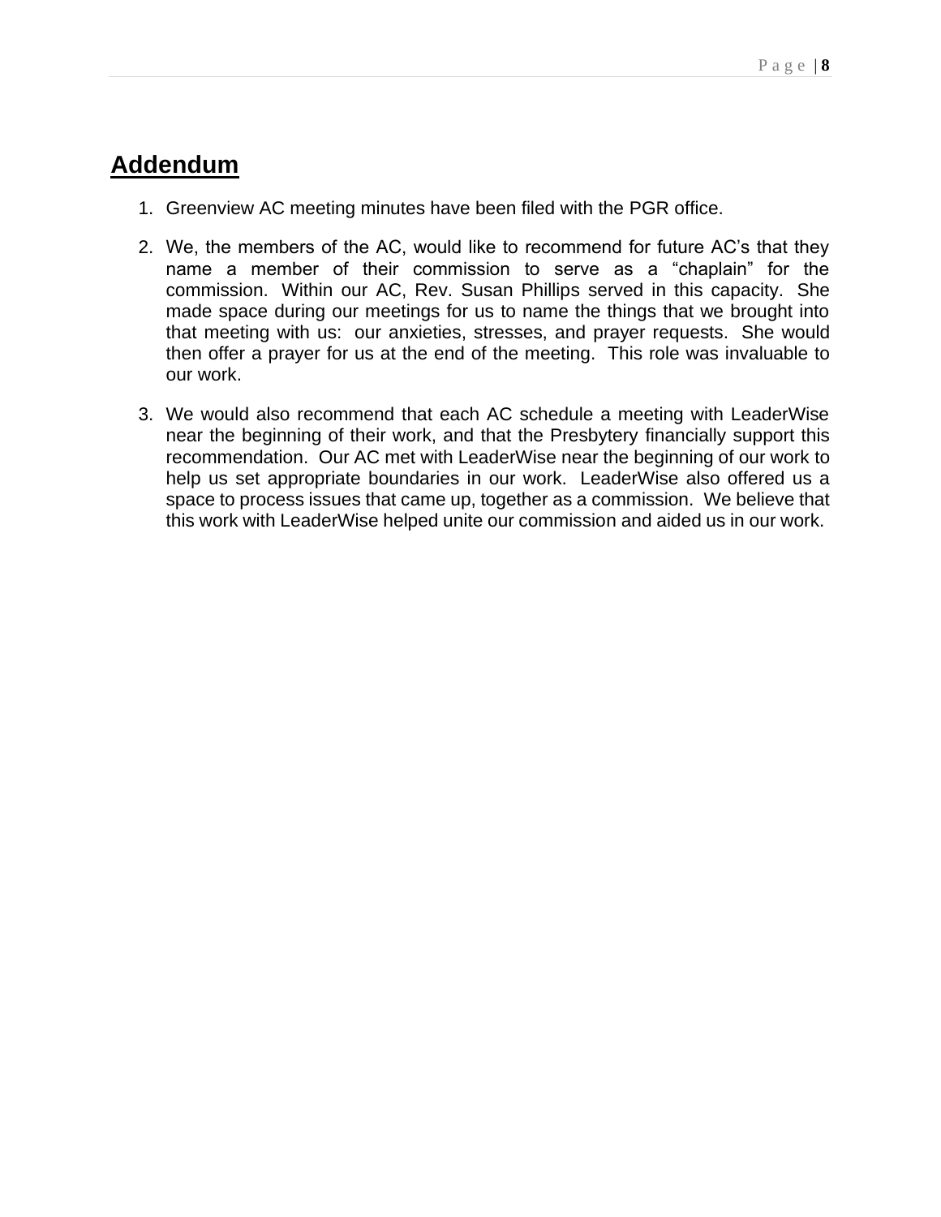## Addendum

1. Greenview AC meeting minutes have been filed with the PGR office.
2. We, the members of the AC, would like to recommend for future AC's that they name a member of their commission to serve as a "chaplain" for the commission. Within our AC, Rev. Susan Phillips served in this capacity. She made space during our meetings for us to name the things that we brought into that meeting with us: our anxieties, stresses, and prayer requests. She would then offer a prayer for us at the end of the meeting. This role was invaluable to our work.
3. We would also recommend that each AC schedule a meeting with LeaderWise near the beginning of their work, and that the Presbytery financially support this recommendation. Our AC met with LeaderWise near the beginning of our work to help us set appropriate boundaries in our work. LeaderWise also offered us a space to process issues that came up, together as a commission. We believe that this work with LeaderWise helped unite our commission and aided us in our work.